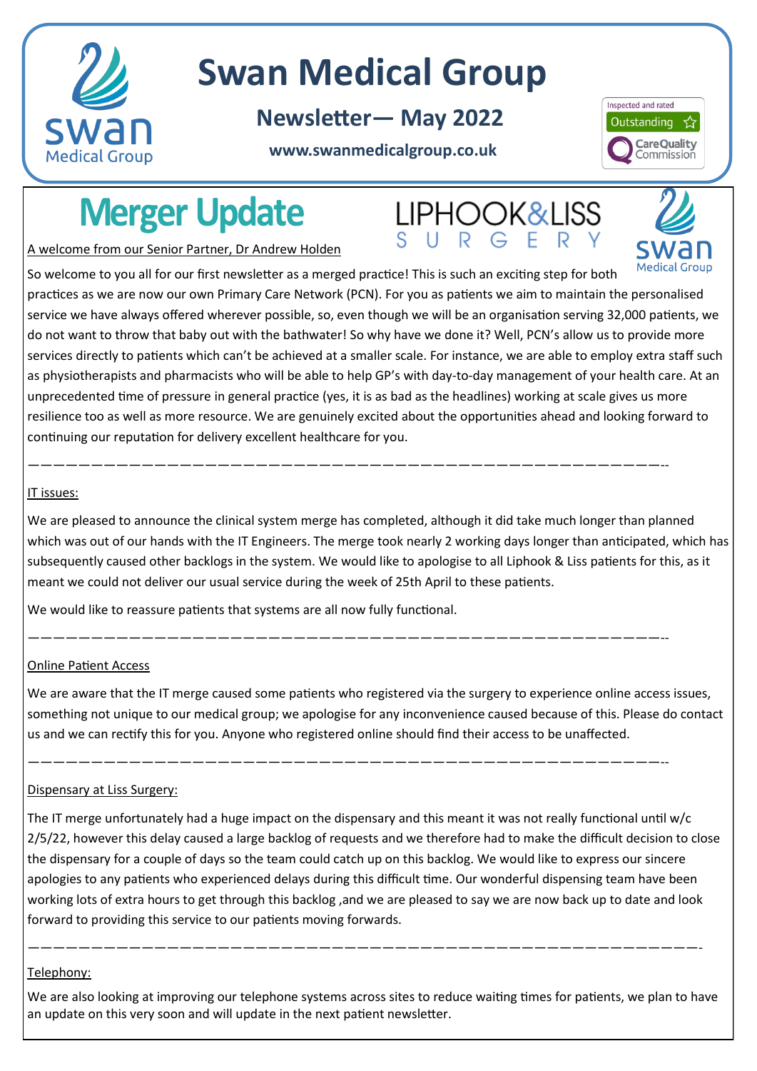# Swan Medical Group

## Newsletter— May 2022

**www.swanmedicalgroup.co.uk**

Inspected and rated Outstanding — Care Quality Commission

# Merger Update

LIPHOOK&LISS SURGERY

A welcome from our Senior Partner, Dr Andrew Holden

So welcome to you all for our first newsletter as a merged practice! This is such an exciting step for both practices as we are now our own Primary Care Network (PCN). For you as patients we aim to maintain the personalised service we have always offered wherever possible, so, even though we will be an organisation serving 32,000 patients, we do not want to throw that baby out with the bathwater! So why have we done it? Well, PCN's allow us to provide more services directly to patients which can't be achieved at a smaller scale. For instance, we are able to employ extra staff such as physiotherapists and pharmacists who will be able to help GP's with day-to-day management of your health care. At an unprecedented time of pressure in general practice (yes, it is as bad as the headlines) working at scale gives us more resilience too as well as more resource. We are genuinely excited about the opportunities ahead and looking forward to continuing our reputation for delivery excellent healthcare for you.

---

IT issues:

We are pleased to announce the clinical system merge has completed, although it did take much longer than planned which was out of our hands with the IT Engineers. The merge took nearly 2 working days longer than anticipated, which has subsequently caused other backlogs in the system. We would like to apologise to all Liphook & Liss patients for this, as it meant we could not deliver our usual service during the week of 25th April to these patients.

We would like to reassure patients that systems are all now fully functional.

---

Online Patient Access

We are aware that the IT merge caused some patients who registered via the surgery to experience online access issues, something not unique to our medical group; we apologise for any inconvenience caused because of this. Please do contact us and we can rectify this for you. Anyone who registered online should find their access to be unaffected.

---

Dispensary at Liss Surgery:

The IT merge unfortunately had a huge impact on the dispensary and this meant it was not really functional until w/c 2/5/22, however this delay caused a large backlog of requests and we therefore had to make the difficult decision to close the dispensary for a couple of days so the team could catch up on this backlog. We would like to express our sincere apologies to any patients who experienced delays during this difficult time. Our wonderful dispensing team have been working lots of extra hours to get through this backlog ,and we are pleased to say we are now back up to date and look forward to providing this service to our patients moving forwards.

---

Telephony:

We are also looking at improving our telephone systems across sites to reduce waiting times for patients, we plan to have an update on this very soon and will update in the next patient newsletter.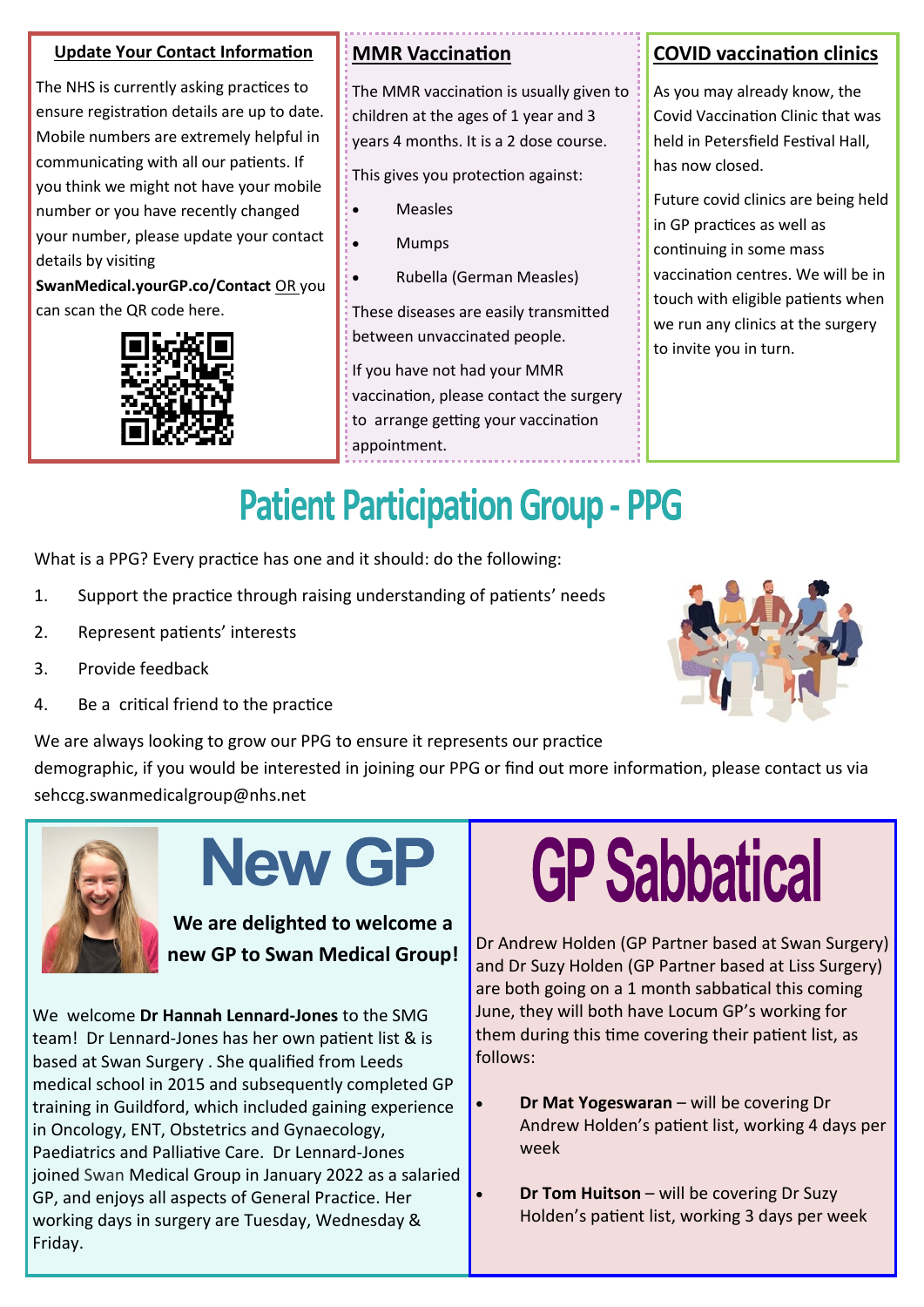## Update Your Contact Information

The NHS is currently asking practices to ensure registration details are up to date. Mobile numbers are extremely helpful in communicating with all our patients. If you think we might not have your mobile number or you have recently changed your number, please update your contact details by visiting **SwanMedical.yourGP.co/Contact** OR you can scan the QR code here.

## MMR Vaccination

The MMR vaccination is usually given to children at the ages of 1 year and 3 years 4 months. It is a 2 dose course.

This gives you protection against:

- Measles
- Mumps
- Rubella (German Measles)

These diseases are easily transmitted between unvaccinated people.

If you have not had your MMR vaccination, please contact the surgery to arrange getting your vaccination appointment.

## COVID vaccination clinics

As you may already know, the Covid Vaccination Clinic that was held in Petersfield Festival Hall, has now closed.

Future covid clinics are being held in GP practices as well as continuing in some mass vaccination centres. We will be in touch with eligible patients when we run any clinics at the surgery to invite you in turn.

# Patient Participation Group - PPG

What is a PPG? Every practice has one and it should: do the following:

1. Support the practice through raising understanding of patients' needs
2. Represent patients' interests
3. Provide feedback
4. Be a critical friend to the practice

We are always looking to grow our PPG to ensure it represents our practice demographic, if you would be interested in joining our PPG or find out more information, please contact us via sehccg.swanmedicalgroup@nhs.net

# New GP

**We are delighted to welcome a new GP to Swan Medical Group!**

We welcome **Dr Hannah Lennard-Jones** to the SMG team! Dr Lennard-Jones has her own patient list & is based at Swan Surgery . She qualified from Leeds medical school in 2015 and subsequently completed GP training in Guildford, which included gaining experience in Oncology, ENT, Obstetrics and Gynaecology, Paediatrics and Palliative Care. Dr Lennard-Jones joined Swan Medical Group in January 2022 as a salaried GP, and enjoys all aspects of General Practice. Her working days in surgery are Tuesday, Wednesday & Friday.

# GP Sabbatical

Dr Andrew Holden (GP Partner based at Swan Surgery) and Dr Suzy Holden (GP Partner based at Liss Surgery) are both going on a 1 month sabbatical this coming June, they will both have Locum GP's working for them during this time covering their patient list, as follows:

- **Dr Mat Yogeswaran** – will be covering Dr Andrew Holden's patient list, working 4 days per week
- **Dr Tom Huitson** – will be covering Dr Suzy Holden's patient list, working 3 days per week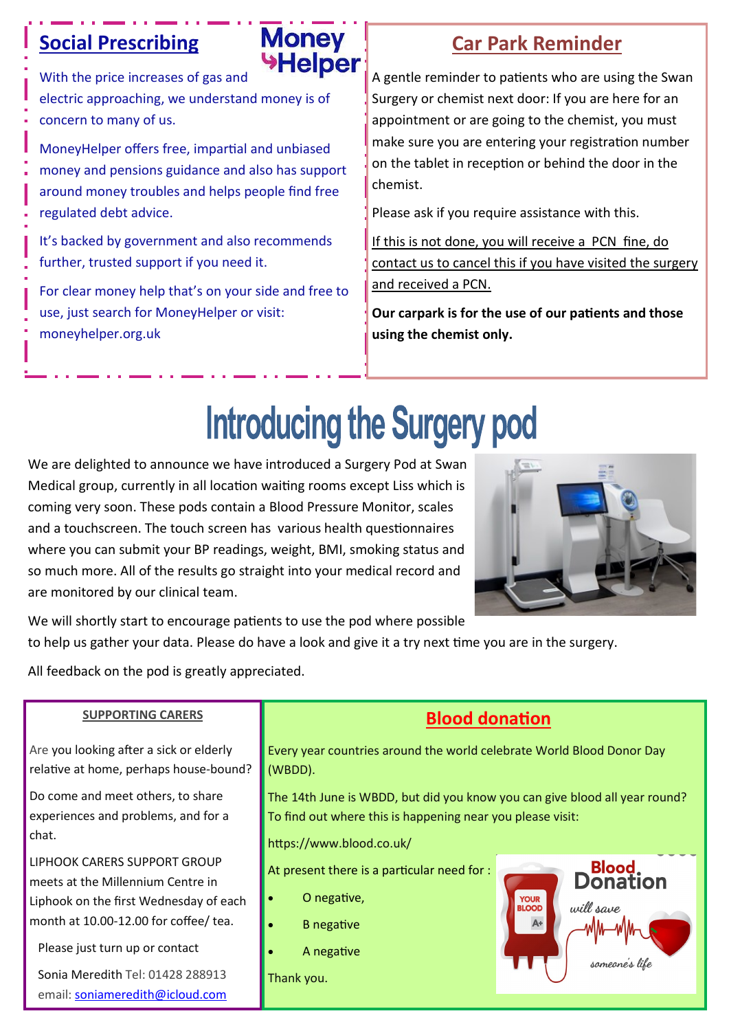## Social Prescribing

With the price increases of gas and electric approaching, we understand money is of concern to many of us.

MoneyHelper offers free, impartial and unbiased money and pensions guidance and also has support around money troubles and helps people find free regulated debt advice.

It's backed by government and also recommends further, trusted support if you need it.

For clear money help that's on your side and free to use, just search for MoneyHelper or visit: moneyhelper.org.uk

## Car Park Reminder

A gentle reminder to patients who are using the Swan Surgery or chemist next door: If you are here for an appointment or are going to the chemist, you must make sure you are entering your registration number on the tablet in reception or behind the door in the chemist.

Please ask if you require assistance with this.

If this is not done, you will receive a PCN fine, do contact us to cancel this if you have visited the surgery and received a PCN.

**Our carpark is for the use of our patients and those using the chemist only.**

# Introducing the Surgery pod

We are delighted to announce we have introduced a Surgery Pod at Swan Medical group, currently in all location waiting rooms except Liss which is coming very soon. These pods contain a Blood Pressure Monitor, scales and a touchscreen. The touch screen has various health questionnaires where you can submit your BP readings, weight, BMI, smoking status and so much more. All of the results go straight into your medical record and are monitored by our clinical team.

We will shortly start to encourage patients to use the pod where possible to help us gather your data. Please do have a look and give it a try next time you are in the surgery.

All feedback on the pod is greatly appreciated.

### SUPPORTING CARERS

Are you looking after a sick or elderly relative at home, perhaps house-bound?

Do come and meet others, to share experiences and problems, and for a chat.

LIPHOOK CARERS SUPPORT GROUP meets at the Millennium Centre in Liphook on the first Wednesday of each month at 10.00-12.00 for coffee/ tea.

Please just turn up or contact

Sonia Meredith Tel: 01428 288913

email: soniameredith@icloud.com

## Blood donation

Every year countries around the world celebrate World Blood Donor Day (WBDD).

The 14th June is WBDD, but did you know you can give blood all year round? To find out where this is happening near you please visit:

https://www.blood.co.uk/

At present there is a particular need for :

- O negative,
- B negative
- A negative

Thank you.